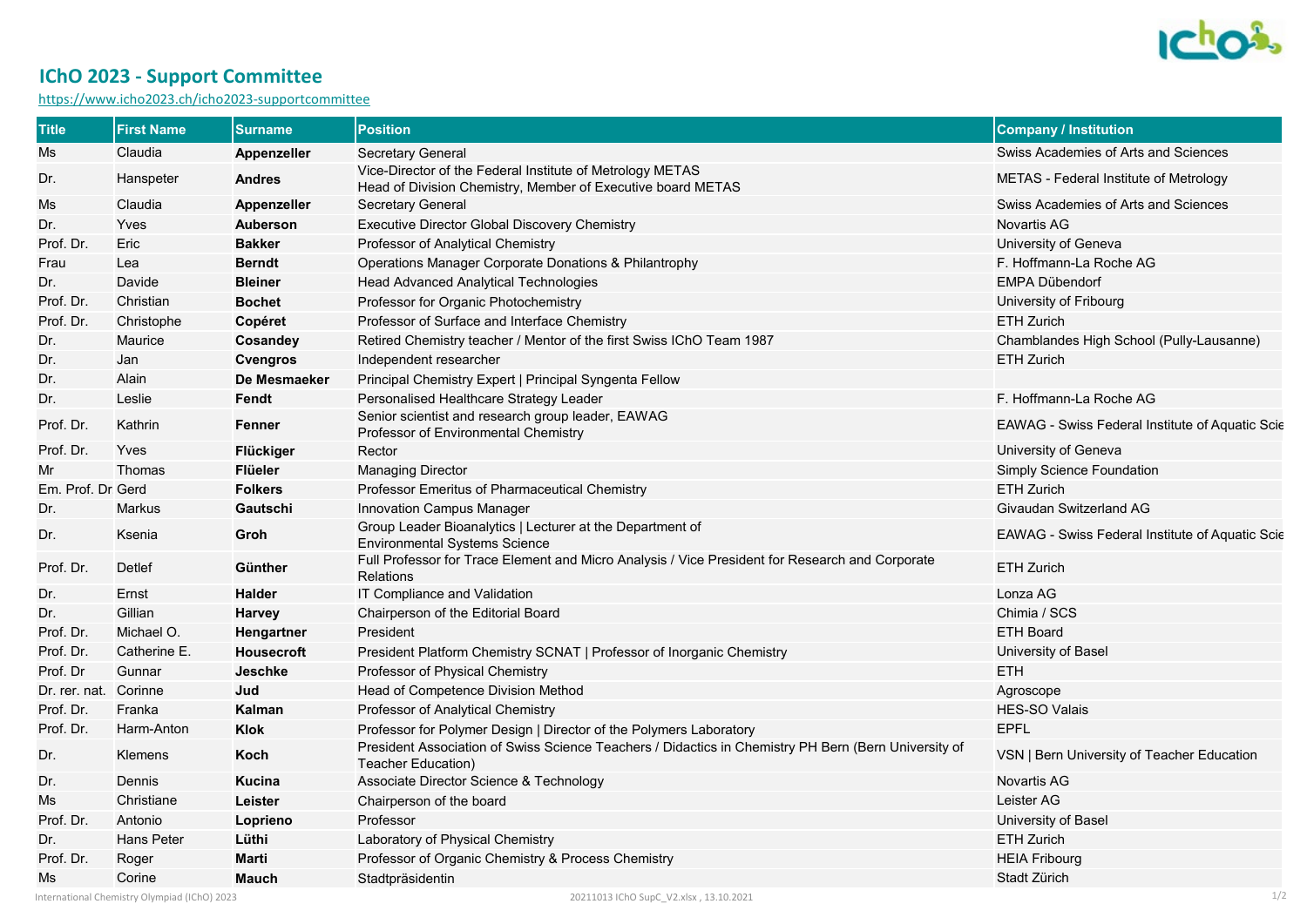# IChO 2023 - Support Committee

https://www.icho2023.ch/icho2023-supportcommittee

| Title | First Name | Surname | Position | Company / Institution |
|---|---|---|---|---|
| Ms | Claudia | **Appenzeller** | Secretary General | Swiss Academies of Arts and Sciences |
| Dr. | Hanspeter | **Andres** | Vice-Director of the Federal Institute of Metrology METAS<br>Head of Division Chemistry, Member of Executive board METAS | METAS - Federal Institute of Metrology |
| Ms | Claudia | **Appenzeller** | Secretary General | Swiss Academies of Arts and Sciences |
| Dr. | Yves | **Auberson** | Executive Director Global Discovery Chemistry | Novartis AG |
| Prof. Dr. | Eric | **Bakker** | Professor of Analytical Chemistry | University of Geneva |
| Frau | Lea | **Berndt** | Operations Manager Corporate Donations & Philantrophy | F. Hoffmann-La Roche AG |
| Dr. | Davide | **Bleiner** | Head Advanced Analytical Technologies | EMPA Dübendorf |
| Prof. Dr. | Christian | **Bochet** | Professor for Organic Photochemistry | University of Fribourg |
| Prof. Dr. | Christophe | **Copéret** | Professor of Surface and Interface Chemistry | ETH Zurich |
| Dr. | Maurice | **Cosandey** | Retired Chemistry teacher / Mentor of the first Swiss IChO Team 1987 | Chamblandes High School (Pully-Lausanne) |
| Dr. | Jan | **Cvengros** | Independent researcher | ETH Zurich |
| Dr. | Alain | **De Mesmaeker** | Principal Chemistry Expert \| Principal Syngenta Fellow | |
| Dr. | Leslie | **Fendt** | Personalised Healthcare Strategy Leader | F. Hoffmann-La Roche AG |
| Prof. Dr. | Kathrin | **Fenner** | Senior scientist and research group leader, EAWAG<br>Professor of Environmental Chemistry | EAWAG - Swiss Federal Institute of Aquatic Scie |
| Prof. Dr. | Yves | **Flückiger** | Rector | University of Geneva |
| Mr | Thomas | **Flüeler** | Managing Director | Simply Science Foundation |
| Em. Prof. Dr | Gerd | **Folkers** | Professor Emeritus of Pharmaceutical Chemistry | ETH Zurich |
| Dr. | Markus | **Gautschi** | Innovation Campus Manager | Givaudan Switzerland AG |
| Dr. | Ksenia | **Groh** | Group Leader Bioanalytics \| Lecturer at the Department of Environmental Systems Science | EAWAG - Swiss Federal Institute of Aquatic Scie |
| Prof. Dr. | Detlef | **Günther** | Full Professor for Trace Element and Micro Analysis / Vice President for Research and Corporate Relations | ETH Zurich |
| Dr. | Ernst | **Halder** | IT Compliance and Validation | Lonza AG |
| Dr. | Gillian | **Harvey** | Chairperson of the Editorial Board | Chimia / SCS |
| Prof. Dr. | Michael O. | **Hengartner** | President | ETH Board |
| Prof. Dr. | Catherine E. | **Housecroft** | President Platform Chemistry SCNAT \| Professor of Inorganic Chemistry | University of Basel |
| Prof. Dr | Gunnar | **Jeschke** | Professor of Physical Chemistry | ETH |
| Dr. rer. nat. | Corinne | **Jud** | Head of Competence Division Method | Agroscope |
| Prof. Dr. | Franka | **Kalman** | Professor of Analytical Chemistry | HES-SO Valais |
| Prof. Dr. | Harm-Anton | **Klok** | Professor for Polymer Design \| Director of the Polymers Laboratory | EPFL |
| Dr. | Klemens | **Koch** | President Association of Swiss Science Teachers / Didactics in Chemistry PH Bern (Bern University of Teacher Education) | VSN \| Bern University of Teacher Education |
| Dr. | Dennis | **Kucina** | Associate Director Science & Technology | Novartis AG |
| Ms | Christiane | **Leister** | Chairperson of the board | Leister AG |
| Prof. Dr. | Antonio | **Loprieno** | Professor | University of Basel |
| Dr. | Hans Peter | **Lüthi** | Laboratory of Physical Chemistry | ETH Zurich |
| Prof. Dr. | Roger | **Marti** | Professor of Organic Chemistry & Process Chemistry | HEIA Fribourg |
| Ms | Corine | **Mauch** | Stadtpräsidentin | Stadt Zürich |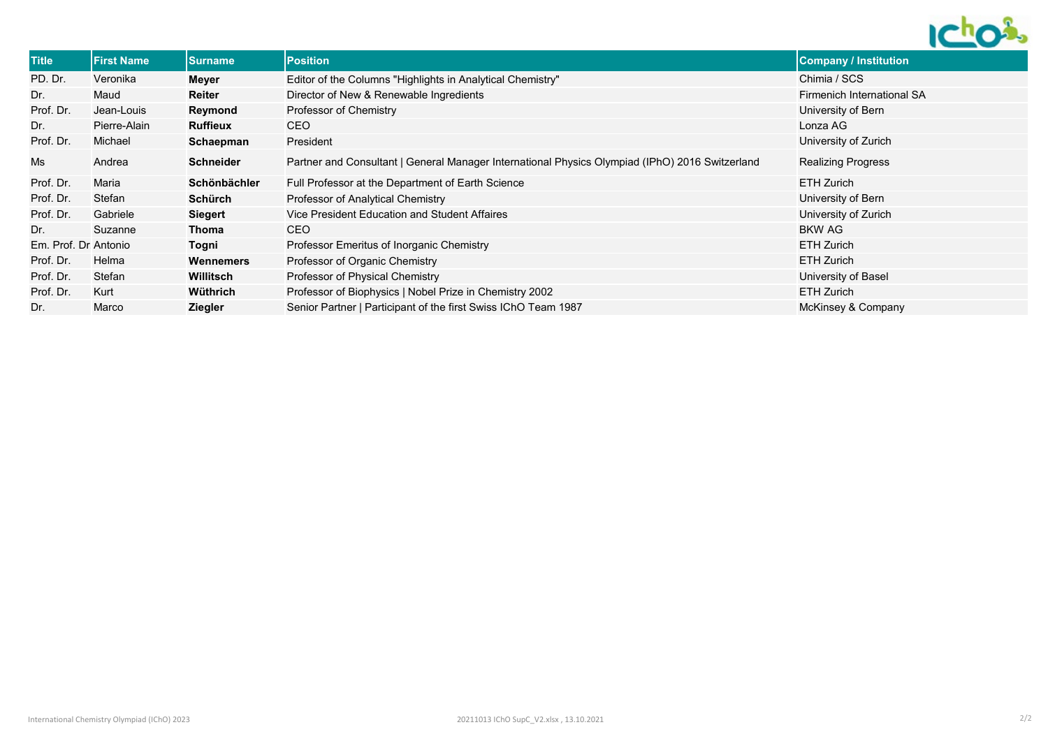| Title | First Name | Surname | Position | Company / Institution |
|---|---|---|---|---|
| PD. Dr. | Veronika | **Meyer** | Editor of the Columns "Highlights in Analytical Chemistry" | Chimia / SCS |
| Dr. | Maud | **Reiter** | Director of New & Renewable Ingredients | Firmenich International SA |
| Prof. Dr. | Jean-Louis | **Reymond** | Professor of Chemistry | University of Bern |
| Dr. | Pierre-Alain | **Ruffieux** | CEO | Lonza AG |
| Prof. Dr. | Michael | **Schaepman** | President | University of Zurich |
| Ms | Andrea | **Schneider** | Partner and Consultant \| General Manager International Physics Olympiad (IPhO) 2016 Switzerland | Realizing Progress |
| Prof. Dr. | Maria | **Schönbächler** | Full Professor at the Department of Earth Science | ETH Zurich |
| Prof. Dr. | Stefan | **Schürch** | Professor of Analytical Chemistry | University of Bern |
| Prof. Dr. | Gabriele | **Siegert** | Vice President Education and Student Affaires | University of Zurich |
| Dr. | Suzanne | **Thoma** | CEO | BKW AG |
| Em. Prof. Dr | Antonio | **Togni** | Professor Emeritus of Inorganic Chemistry | ETH Zurich |
| Prof. Dr. | Helma | **Wennemers** | Professor of Organic Chemistry | ETH Zurich |
| Prof. Dr. | Stefan | **Willitsch** | Professor of Physical Chemistry | University of Basel |
| Prof. Dr. | Kurt | **Wüthrich** | Professor of Biophysics \| Nobel Prize in Chemistry 2002 | ETH Zurich |
| Dr. | Marco | **Ziegler** | Senior Partner \| Participant of the first Swiss IChO Team 1987 | McKinsey & Company |